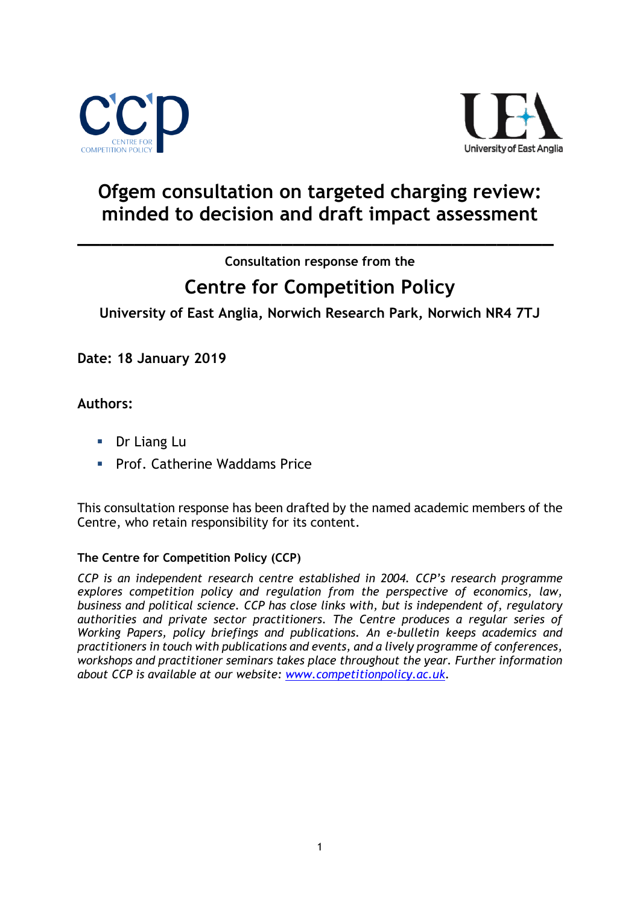# Ofgem consultation on targeted charging review: minded to decision and draft impact assessment

---

**Consultation response from the**

## Centre for Competition Policy

**University of East Anglia, Norwich Research Park, Norwich NR4 7TJ**

**Date: 18 January 2019**

**Authors:**

- Dr Liang Lu
- Prof. Catherine Waddams Price

This consultation response has been drafted by the named academic members of the Centre, who retain responsibility for its content.

**The Centre for Competition Policy (CCP)**

*CCP is an independent research centre established in 2004. CCP's research programme explores competition policy and regulation from the perspective of economics, law, business and political science. CCP has close links with, but is independent of, regulatory authorities and private sector practitioners. The Centre produces a regular series of Working Papers, policy briefings and publications. An e-bulletin keeps academics and practitioners in touch with publications and events, and a lively programme of conferences, workshops and practitioner seminars takes place throughout the year. Further information about CCP is available at our website: [www.competitionpolicy.ac.uk](www.competitionpolicy.ac.uk).*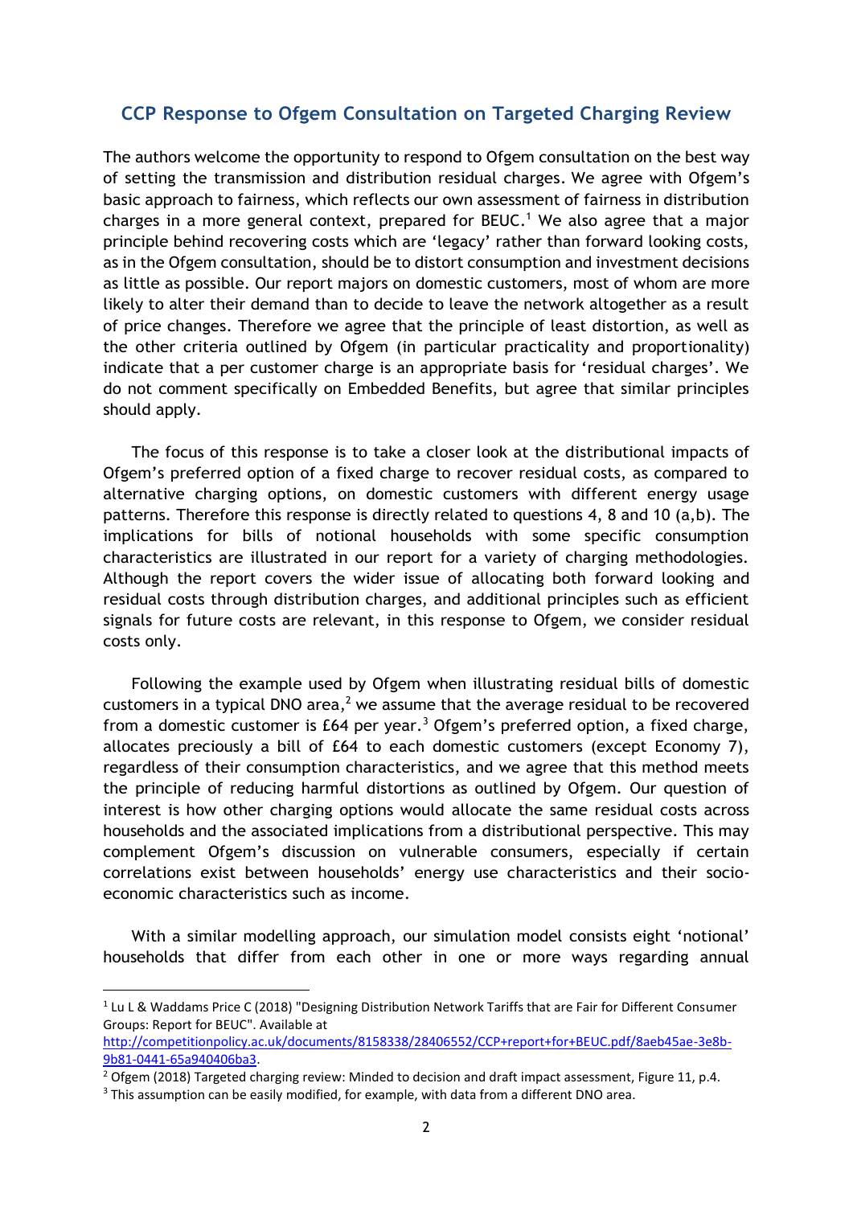## CCP Response to Ofgem Consultation on Targeted Charging Review

The authors welcome the opportunity to respond to Ofgem consultation on the best way of setting the transmission and distribution residual charges. We agree with Ofgem's basic approach to fairness, which reflects our own assessment of fairness in distribution charges in a more general context, prepared for BEUC.[1] We also agree that a major principle behind recovering costs which are 'legacy' rather than forward looking costs, as in the Ofgem consultation, should be to distort consumption and investment decisions as little as possible. Our report majors on domestic customers, most of whom are more likely to alter their demand than to decide to leave the network altogether as a result of price changes. Therefore we agree that the principle of least distortion, as well as the other criteria outlined by Ofgem (in particular practicality and proportionality) indicate that a per customer charge is an appropriate basis for 'residual charges'. We do not comment specifically on Embedded Benefits, but agree that similar principles should apply.

The focus of this response is to take a closer look at the distributional impacts of Ofgem's preferred option of a fixed charge to recover residual costs, as compared to alternative charging options, on domestic customers with different energy usage patterns. Therefore this response is directly related to questions 4, 8 and 10 (a,b). The implications for bills of notional households with some specific consumption characteristics are illustrated in our report for a variety of charging methodologies. Although the report covers the wider issue of allocating both forward looking and residual costs through distribution charges, and additional principles such as efficient signals for future costs are relevant, in this response to Ofgem, we consider residual costs only.

Following the example used by Ofgem when illustrating residual bills of domestic customers in a typical DNO area,[2] we assume that the average residual to be recovered from a domestic customer is £64 per year.[3] Ofgem's preferred option, a fixed charge, allocates preciously a bill of £64 to each domestic customers (except Economy 7), regardless of their consumption characteristics, and we agree that this method meets the principle of reducing harmful distortions as outlined by Ofgem. Our question of interest is how other charging options would allocate the same residual costs across households and the associated implications from a distributional perspective. This may complement Ofgem's discussion on vulnerable consumers, especially if certain correlations exist between households' energy use characteristics and their socio-economic characteristics such as income.

With a similar modelling approach, our simulation model consists eight 'notional' households that differ from each other in one or more ways regarding annual

---

[1] Lu L & Waddams Price C (2018) "Designing Distribution Network Tariffs that are Fair for Different Consumer Groups: Report for BEUC". Available at http://competitionpolicy.ac.uk/documents/8158338/28406552/CCP+report+for+BEUC.pdf/8aeb45ae-3e8b-9b81-0441-65a940406ba3.

[2] Ofgem (2018) Targeted charging review: Minded to decision and draft impact assessment, Figure 11, p.4.

[3] This assumption can be easily modified, for example, with data from a different DNO area.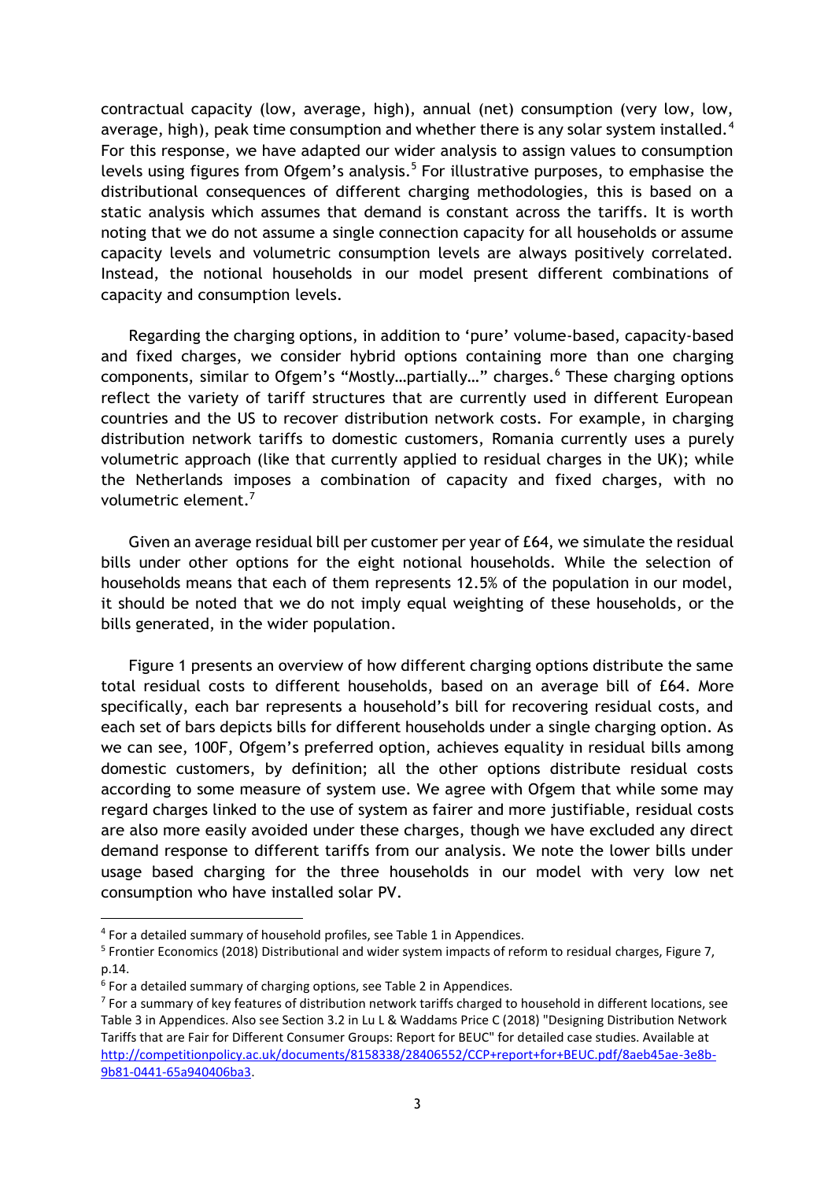contractual capacity (low, average, high), annual (net) consumption (very low, low, average, high), peak time consumption and whether there is any solar system installed.[4] For this response, we have adapted our wider analysis to assign values to consumption levels using figures from Ofgem's analysis.[5] For illustrative purposes, to emphasise the distributional consequences of different charging methodologies, this is based on a static analysis which assumes that demand is constant across the tariffs. It is worth noting that we do not assume a single connection capacity for all households or assume capacity levels and volumetric consumption levels are always positively correlated. Instead, the notional households in our model present different combinations of capacity and consumption levels.

Regarding the charging options, in addition to 'pure' volume-based, capacity-based and fixed charges, we consider hybrid options containing more than one charging components, similar to Ofgem's "Mostly…partially…" charges.[6] These charging options reflect the variety of tariff structures that are currently used in different European countries and the US to recover distribution network costs. For example, in charging distribution network tariffs to domestic customers, Romania currently uses a purely volumetric approach (like that currently applied to residual charges in the UK); while the Netherlands imposes a combination of capacity and fixed charges, with no volumetric element.[7]

Given an average residual bill per customer per year of £64, we simulate the residual bills under other options for the eight notional households. While the selection of households means that each of them represents 12.5% of the population in our model, it should be noted that we do not imply equal weighting of these households, or the bills generated, in the wider population.

Figure 1 presents an overview of how different charging options distribute the same total residual costs to different households, based on an average bill of £64. More specifically, each bar represents a household's bill for recovering residual costs, and each set of bars depicts bills for different households under a single charging option. As we can see, 100F, Ofgem's preferred option, achieves equality in residual bills among domestic customers, by definition; all the other options distribute residual costs according to some measure of system use. We agree with Ofgem that while some may regard charges linked to the use of system as fairer and more justifiable, residual costs are also more easily avoided under these charges, though we have excluded any direct demand response to different tariffs from our analysis. We note the lower bills under usage based charging for the three households in our model with very low net consumption who have installed solar PV.

---

[4] For a detailed summary of household profiles, see Table 1 in Appendices.

[5] Frontier Economics (2018) Distributional and wider system impacts of reform to residual charges, Figure 7, p.14.

[6] For a detailed summary of charging options, see Table 2 in Appendices.

[7] For a summary of key features of distribution network tariffs charged to household in different locations, see Table 3 in Appendices. Also see Section 3.2 in Lu L & Waddams Price C (2018) "Designing Distribution Network Tariffs that are Fair for Different Consumer Groups: Report for BEUC" for detailed case studies. Available at http://competitionpolicy.ac.uk/documents/8158338/28406552/CCP+report+for+BEUC.pdf/8aeb45ae-3e8b-9b81-0441-65a940406ba3.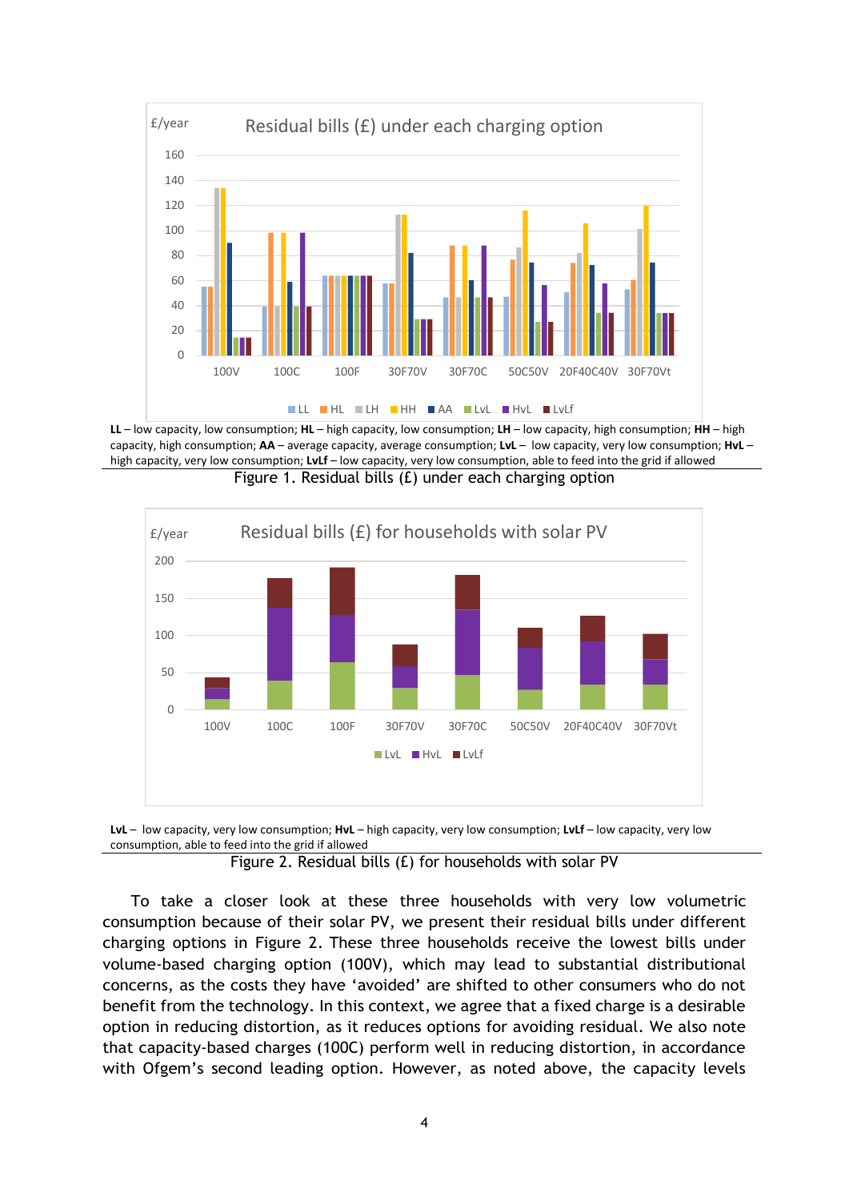**LL** – low capacity, low consumption; **HL** – high capacity, low consumption; **LH** – low capacity, high consumption; **HH** – high capacity, high consumption; **AA** – average capacity, average consumption; **LvL** – low capacity, very low consumption; **HvL** – high capacity, very low consumption; **LvLf** – low capacity, very low consumption, able to feed into the grid if allowed

Figure 1. Residual bills (£) under each charging option

**LvL** – low capacity, very low consumption; **HvL** – high capacity, very low consumption; **LvLf** – low capacity, very low consumption, able to feed into the grid if allowed

Figure 2. Residual bills (£) for households with solar PV

To take a closer look at these three households with very low volumetric consumption because of their solar PV, we present their residual bills under different charging options in Figure 2. These three households receive the lowest bills under volume-based charging option (100V), which may lead to substantial distributional concerns, as the costs they have 'avoided' are shifted to other consumers who do not benefit from the technology. In this context, we agree that a fixed charge is a desirable option in reducing distortion, as it reduces options for avoiding residual. We also note that capacity-based charges (100C) perform well in reducing distortion, in accordance with Ofgem's second leading option. However, as noted above, the capacity levels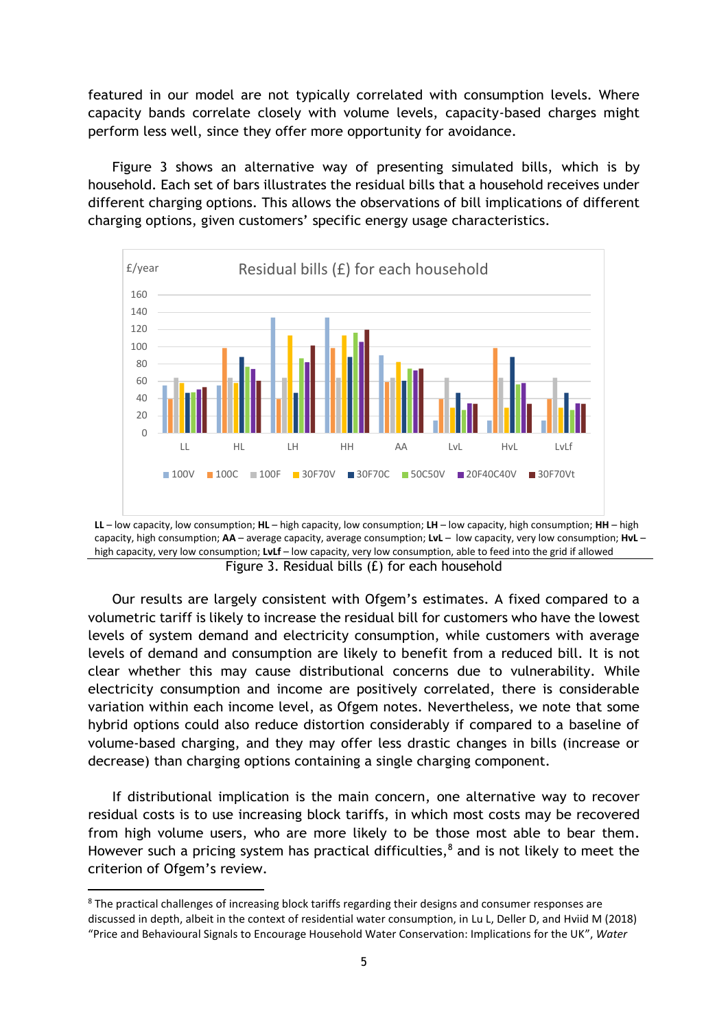featured in our model are not typically correlated with consumption levels. Where capacity bands correlate closely with volume levels, capacity-based charges might perform less well, since they offer more opportunity for avoidance.

Figure 3 shows an alternative way of presenting simulated bills, which is by household. Each set of bars illustrates the residual bills that a household receives under different charging options. This allows the observations of bill implications of different charging options, given customers' specific energy usage characteristics.

**LL** – low capacity, low consumption; **HL** – high capacity, low consumption; **LH** – low capacity, high consumption; **HH** – high capacity, high consumption; **AA** – average capacity, average consumption; **LvL** – low capacity, very low consumption; **HvL** – high capacity, very low consumption; **LvLf** – low capacity, very low consumption, able to feed into the grid if allowed

Figure 3. Residual bills (£) for each household

Our results are largely consistent with Ofgem's estimates. A fixed compared to a volumetric tariff is likely to increase the residual bill for customers who have the lowest levels of system demand and electricity consumption, while customers with average levels of demand and consumption are likely to benefit from a reduced bill. It is not clear whether this may cause distributional concerns due to vulnerability. While electricity consumption and income are positively correlated, there is considerable variation within each income level, as Ofgem notes. Nevertheless, we note that some hybrid options could also reduce distortion considerably if compared to a baseline of volume-based charging, and they may offer less drastic changes in bills (increase or decrease) than charging options containing a single charging component.

If distributional implication is the main concern, one alternative way to recover residual costs is to use increasing block tariffs, in which most costs may be recovered from high volume users, who are more likely to be those most able to bear them. However such a pricing system has practical difficulties,[8] and is not likely to meet the criterion of Ofgem's review.

[8] The practical challenges of increasing block tariffs regarding their designs and consumer responses are discussed in depth, albeit in the context of residential water consumption, in Lu L, Deller D, and Hviid M (2018) "Price and Behavioural Signals to Encourage Household Water Conservation: Implications for the UK", *Water*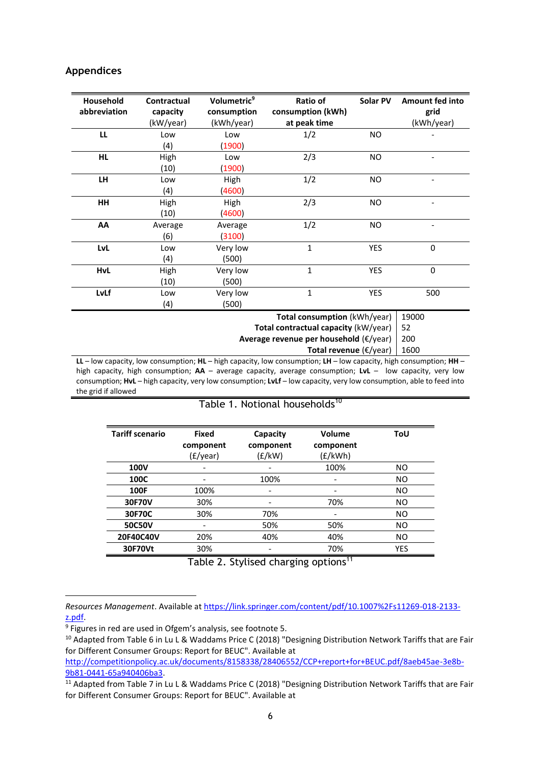## Appendices

| Household abbreviation | Contractual capacity (kW/year) | Volumetric[9] consumption (kWh/year) | Ratio of consumption (kWh) at peak time | Solar PV | Amount fed into grid (kWh/year) |
|---|---|---|---|---|---|
| **LL** | Low (4) | Low (1900) | 1/2 | NO | - |
| **HL** | High (10) | Low (1900) | 2/3 | NO | - |
| **LH** | Low (4) | High (4600) | 1/2 | NO | - |
| **HH** | High (10) | High (4600) | 2/3 | NO | - |
| **AA** | Average (6) | Average (3100) | 1/2 | NO | - |
| **LvL** | Low (4) | Very low (500) | 1 | YES | 0 |
| **HvL** | High (10) | Very low (500) | 1 | YES | 0 |
| **LvLf** | Low (4) | Very low (500) | 1 | YES | 500 |
| | | | | **Total consumption** (kWh/year) | 19000 |
| | | | | **Total contractual capacity** (kW/year) | 52 |
| | | | | **Average revenue per household** (€/year) | 200 |
| | | | | **Total revenue** (€/year) | 1600 |

**LL** – low capacity, low consumption; **HL** – high capacity, low consumption; **LH** – low capacity, high consumption; **HH** – high capacity, high consumption; **AA** – average capacity, average consumption; **LvL** – low capacity, very low consumption; **HvL** – high capacity, very low consumption; **LvLf** – low capacity, very low consumption, able to feed into the grid if allowed

Table 1. Notional households[10]

| Tariff scenario | Fixed component (£/year) | Capacity component (£/kW) | Volume component (£/kWh) | ToU |
|---|---|---|---|---|
| **100V** | - | - | 100% | NO |
| **100C** | - | 100% | - | NO |
| **100F** | 100% | - | - | NO |
| **30F70V** | 30% | - | 70% | NO |
| **30F70C** | 30% | 70% | - | NO |
| **50C50V** | - | 50% | 50% | NO |
| **20F40C40V** | 20% | 40% | 40% | NO |
| **30F70Vt** | 30% | - | 70% | YES |

Table 2. Stylised charging options[11]

*Resources Management*. Available at https://link.springer.com/content/pdf/10.1007%2Fs11269-018-2133-z.pdf.

[9] Figures in red are used in Ofgem's analysis, see footnote 5.

[10] Adapted from Table 6 in Lu L & Waddams Price C (2018) "Designing Distribution Network Tariffs that are Fair for Different Consumer Groups: Report for BEUC". Available at http://competitionpolicy.ac.uk/documents/8158338/28406552/CCP+report+for+BEUC.pdf/8aeb45ae-3e8b-9b81-0441-65a940406ba3.

[11] Adapted from Table 7 in Lu L & Waddams Price C (2018) "Designing Distribution Network Tariffs that are Fair for Different Consumer Groups: Report for BEUC". Available at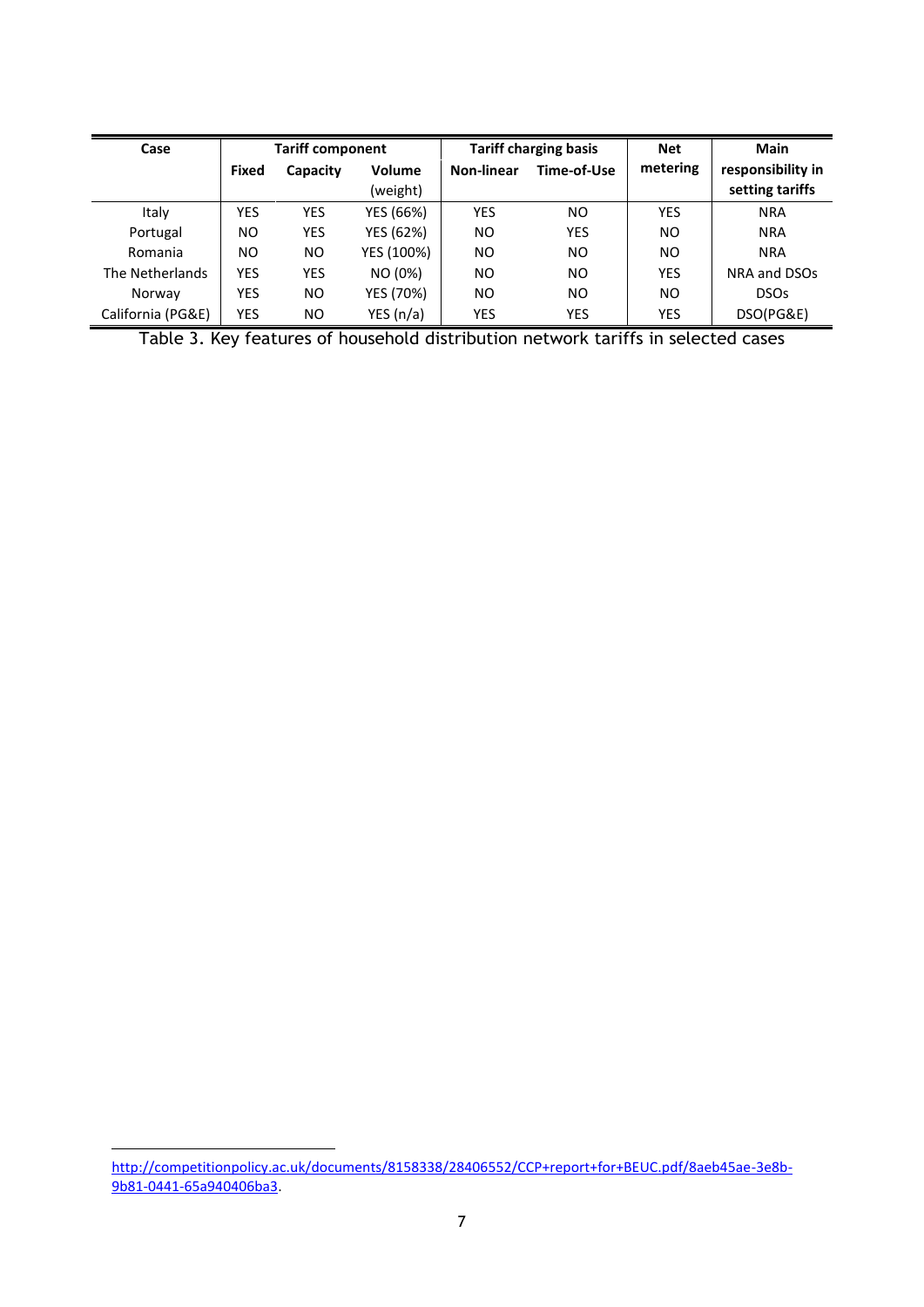| Case | Tariff component | | | Tariff charging basis | | Net metering | Main responsibility in setting tariffs |
|---|---|---|---|---|---|---|---|
| | Fixed | Capacity | Volume (weight) | Non-linear | Time-of-Use | | |
| Italy | YES | YES | YES (66%) | YES | NO | YES | NRA |
| Portugal | NO | YES | YES (62%) | NO | YES | NO | NRA |
| Romania | NO | NO | YES (100%) | NO | NO | NO | NRA |
| The Netherlands | YES | YES | NO (0%) | NO | NO | YES | NRA and DSOs |
| Norway | YES | NO | YES (70%) | NO | NO | NO | DSOs |
| California (PG&E) | YES | NO | YES (n/a) | YES | YES | YES | DSO(PG&E) |

Table 3. Key features of household distribution network tariffs in selected cases

http://competitionpolicy.ac.uk/documents/8158338/28406552/CCP+report+for+BEUC.pdf/8aeb45ae-3e8b-9b81-0441-65a940406ba3.